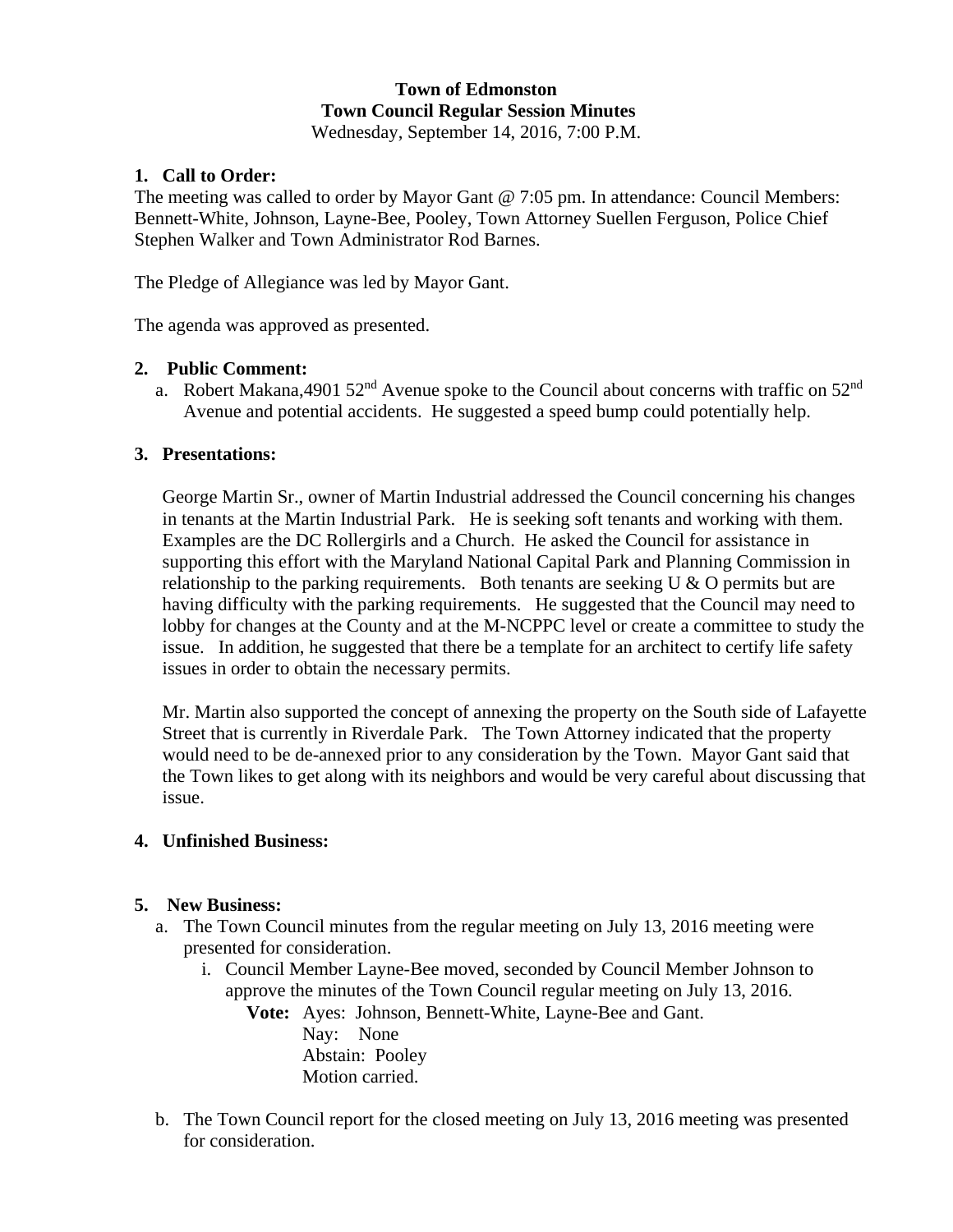**Town of Edmonston**
**Town Council Regular Session Minutes**
Wednesday, September 14, 2016, 7:00 P.M.

**1. Call to Order:**

The meeting was called to order by Mayor Gant @ 7:05 pm. In attendance: Council Members: Bennett-White, Johnson, Layne-Bee, Pooley, Town Attorney Suellen Ferguson, Police Chief Stephen Walker and Town Administrator Rod Barnes.

The Pledge of Allegiance was led by Mayor Gant.

The agenda was approved as presented.

**2. Public Comment:**

a. Robert Makana,4901 52nd Avenue spoke to the Council about concerns with traffic on 52nd Avenue and potential accidents. He suggested a speed bump could potentially help.

**3. Presentations:**

George Martin Sr., owner of Martin Industrial addressed the Council concerning his changes in tenants at the Martin Industrial Park. He is seeking soft tenants and working with them. Examples are the DC Rollergirls and a Church. He asked the Council for assistance in supporting this effort with the Maryland National Capital Park and Planning Commission in relationship to the parking requirements. Both tenants are seeking U & O permits but are having difficulty with the parking requirements. He suggested that the Council may need to lobby for changes at the County and at the M-NCPPC level or create a committee to study the issue. In addition, he suggested that there be a template for an architect to certify life safety issues in order to obtain the necessary permits.

Mr. Martin also supported the concept of annexing the property on the South side of Lafayette Street that is currently in Riverdale Park. The Town Attorney indicated that the property would need to be de-annexed prior to any consideration by the Town. Mayor Gant said that the Town likes to get along with its neighbors and would be very careful about discussing that issue.

**4. Unfinished Business:**

**5. New Business:**

a. The Town Council minutes from the regular meeting on July 13, 2016 meeting were presented for consideration.
   i. Council Member Layne-Bee moved, seconded by Council Member Johnson to approve the minutes of the Town Council regular meeting on July 13, 2016.
      **Vote:** Ayes: Johnson, Bennett-White, Layne-Bee and Gant.
      Nay: None
      Abstain: Pooley
      Motion carried.

b. The Town Council report for the closed meeting on July 13, 2016 meeting was presented for consideration.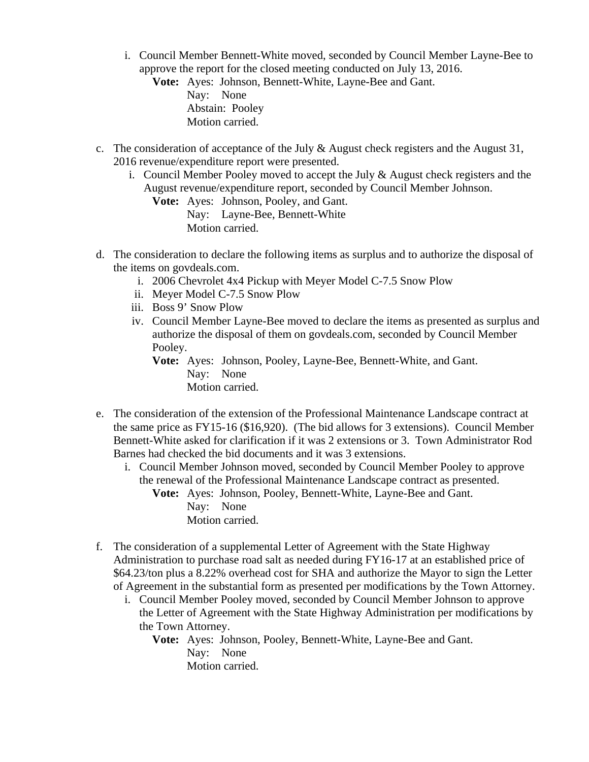i. Council Member Bennett-White moved, seconded by Council Member Layne-Bee to approve the report for the closed meeting conducted on July 13, 2016.

      **Vote:** Ayes: Johnson, Bennett-White, Layne-Bee and Gant.
      Nay: None
      Abstain: Pooley
      Motion carried.

c. The consideration of acceptance of the July & August check registers and the August 31, 2016 revenue/expenditure report were presented.

   i. Council Member Pooley moved to accept the July & August check registers and the August revenue/expenditure report, seconded by Council Member Johnson.

      **Vote:** Ayes: Johnson, Pooley, and Gant.
      Nay: Layne-Bee, Bennett-White
      Motion carried.

d. The consideration to declare the following items as surplus and to authorize the disposal of the items on govdeals.com.

   i. 2006 Chevrolet 4x4 Pickup with Meyer Model C-7.5 Snow Plow
   ii. Meyer Model C-7.5 Snow Plow
   iii. Boss 9' Snow Plow
   iv. Council Member Layne-Bee moved to declare the items as presented as surplus and authorize the disposal of them on govdeals.com, seconded by Council Member Pooley.

      **Vote:** Ayes: Johnson, Pooley, Layne-Bee, Bennett-White, and Gant.
      Nay: None
      Motion carried.

e. The consideration of the extension of the Professional Maintenance Landscape contract at the same price as FY15-16 ($16,920). (The bid allows for 3 extensions). Council Member Bennett-White asked for clarification if it was 2 extensions or 3. Town Administrator Rod Barnes had checked the bid documents and it was 3 extensions.

   i. Council Member Johnson moved, seconded by Council Member Pooley to approve the renewal of the Professional Maintenance Landscape contract as presented.

      **Vote:** Ayes: Johnson, Pooley, Bennett-White, Layne-Bee and Gant.
      Nay: None
      Motion carried.

f. The consideration of a supplemental Letter of Agreement with the State Highway Administration to purchase road salt as needed during FY16-17 at an established price of $64.23/ton plus a 8.22% overhead cost for SHA and authorize the Mayor to sign the Letter of Agreement in the substantial form as presented per modifications by the Town Attorney.

   i. Council Member Pooley moved, seconded by Council Member Johnson to approve the Letter of Agreement with the State Highway Administration per modifications by the Town Attorney.

      **Vote:** Ayes: Johnson, Pooley, Bennett-White, Layne-Bee and Gant.
      Nay: None
      Motion carried.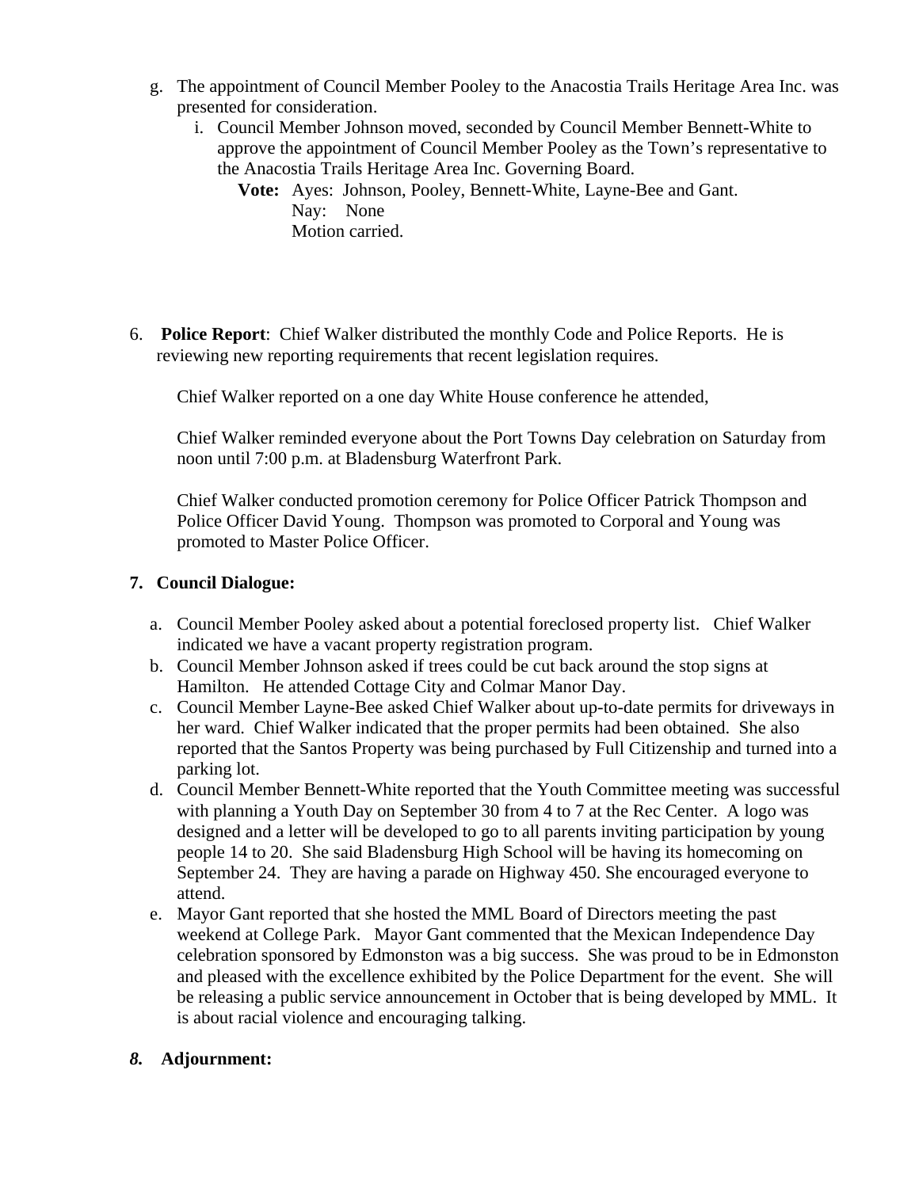g. The appointment of Council Member Pooley to the Anacostia Trails Heritage Area Inc. was presented for consideration.
   i. Council Member Johnson moved, seconded by Council Member Bennett-White to approve the appointment of Council Member Pooley as the Town's representative to the Anacostia Trails Heritage Area Inc. Governing Board.

      **Vote:** Ayes: Johnson, Pooley, Bennett-White, Layne-Bee and Gant.
      Nay: None
      Motion carried.

6. **Police Report**: Chief Walker distributed the monthly Code and Police Reports. He is reviewing new reporting requirements that recent legislation requires.

   Chief Walker reported on a one day White House conference he attended,

   Chief Walker reminded everyone about the Port Towns Day celebration on Saturday from noon until 7:00 p.m. at Bladensburg Waterfront Park.

   Chief Walker conducted promotion ceremony for Police Officer Patrick Thompson and Police Officer David Young. Thompson was promoted to Corporal and Young was promoted to Master Police Officer.

**7. Council Dialogue:**

a. Council Member Pooley asked about a potential foreclosed property list. Chief Walker indicated we have a vacant property registration program.
b. Council Member Johnson asked if trees could be cut back around the stop signs at Hamilton. He attended Cottage City and Colmar Manor Day.
c. Council Member Layne-Bee asked Chief Walker about up-to-date permits for driveways in her ward. Chief Walker indicated that the proper permits had been obtained. She also reported that the Santos Property was being purchased by Full Citizenship and turned into a parking lot.
d. Council Member Bennett-White reported that the Youth Committee meeting was successful with planning a Youth Day on September 30 from 4 to 7 at the Rec Center. A logo was designed and a letter will be developed to go to all parents inviting participation by young people 14 to 20. She said Bladensburg High School will be having its homecoming on September 24. They are having a parade on Highway 450. She encouraged everyone to attend.
e. Mayor Gant reported that she hosted the MML Board of Directors meeting the past weekend at College Park. Mayor Gant commented that the Mexican Independence Day celebration sponsored by Edmonston was a big success. She was proud to be in Edmonston and pleased with the excellence exhibited by the Police Department for the event. She will be releasing a public service announcement in October that is being developed by MML. It is about racial violence and encouraging talking.

***8.* Adjournment:**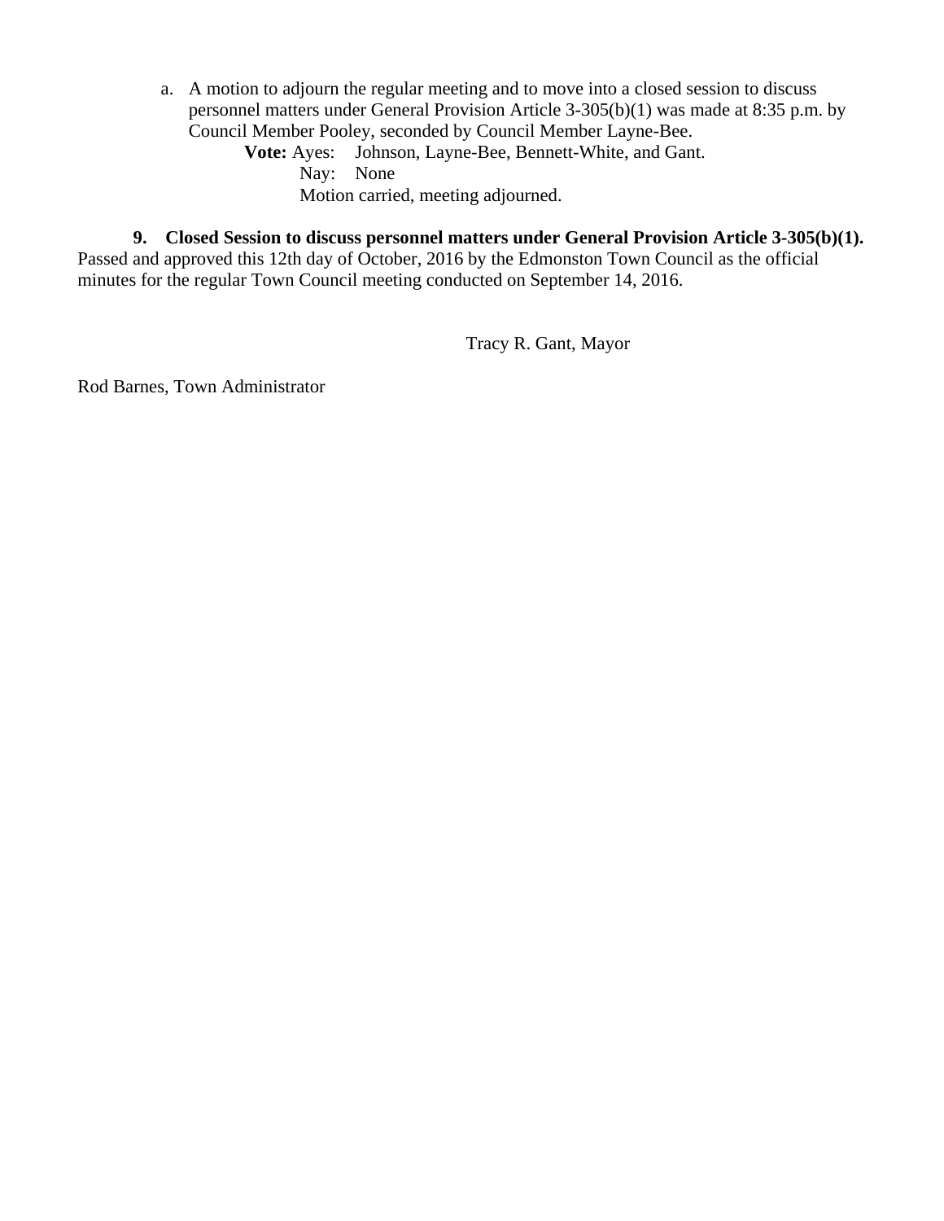a. A motion to adjourn the regular meeting and to move into a closed session to discuss personnel matters under General Provision Article 3-305(b)(1) was made at 8:35 p.m. by Council Member Pooley, seconded by Council Member Layne-Bee.

    **Vote:** Ayes: Johnson, Layne-Bee, Bennett-White, and Gant.
    Nay: None
    Motion carried, meeting adjourned.

**9. Closed Session to discuss personnel matters under General Provision Article 3-305(b)(1).**

Passed and approved this 12th day of October, 2016 by the Edmonston Town Council as the official minutes for the regular Town Council meeting conducted on September 14, 2016.

Tracy R. Gant, Mayor

Rod Barnes, Town Administrator